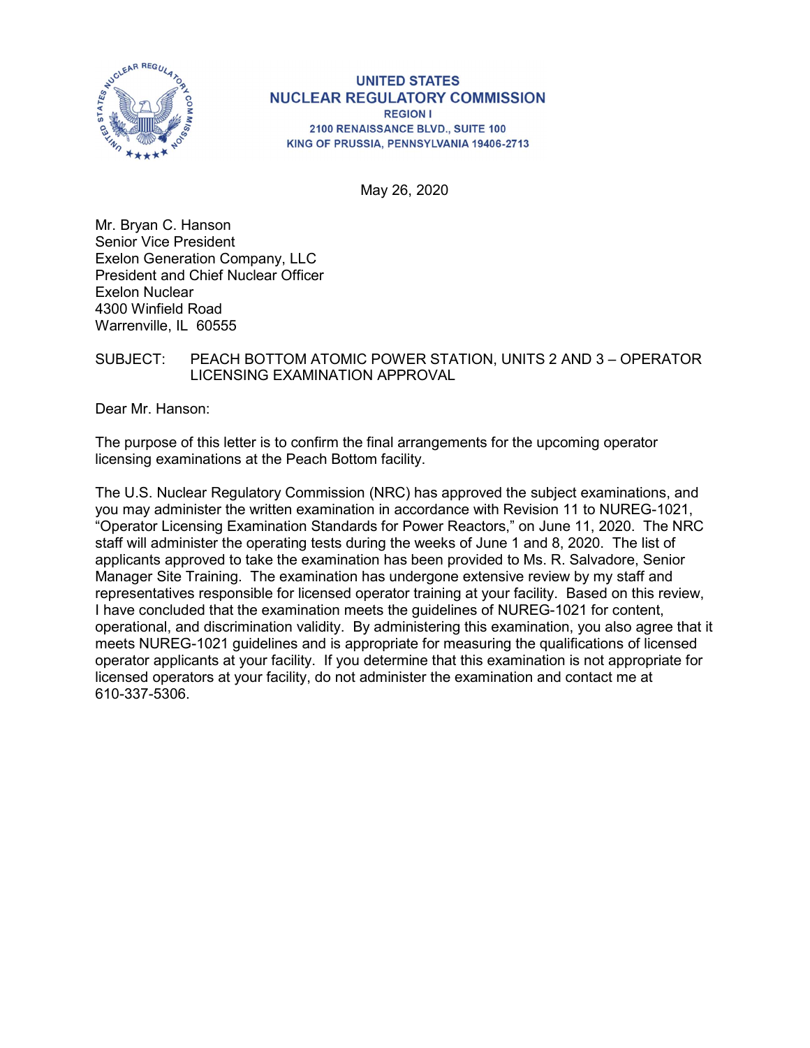UNITED STATES
NUCLEAR REGULATORY COMMISSION
REGION I
2100 RENAISSANCE BLVD., SUITE 100
KING OF PRUSSIA, PENNSYLVANIA 19406-2713

May 26, 2020

Mr. Bryan C. Hanson
Senior Vice President
Exelon Generation Company, LLC
President and Chief Nuclear Officer
Exelon Nuclear
4300 Winfield Road
Warrenville, IL 60555

SUBJECT: PEACH BOTTOM ATOMIC POWER STATION, UNITS 2 AND 3 – OPERATOR LICENSING EXAMINATION APPROVAL

Dear Mr. Hanson:

The purpose of this letter is to confirm the final arrangements for the upcoming operator licensing examinations at the Peach Bottom facility.

The U.S. Nuclear Regulatory Commission (NRC) has approved the subject examinations, and you may administer the written examination in accordance with Revision 11 to NUREG-1021, "Operator Licensing Examination Standards for Power Reactors," on June 11, 2020. The NRC staff will administer the operating tests during the weeks of June 1 and 8, 2020. The list of applicants approved to take the examination has been provided to Ms. R. Salvadore, Senior Manager Site Training. The examination has undergone extensive review by my staff and representatives responsible for licensed operator training at your facility. Based on this review, I have concluded that the examination meets the guidelines of NUREG-1021 for content, operational, and discrimination validity. By administering this examination, you also agree that it meets NUREG-1021 guidelines and is appropriate for measuring the qualifications of licensed operator applicants at your facility. If you determine that this examination is not appropriate for licensed operators at your facility, do not administer the examination and contact me at 610-337-5306.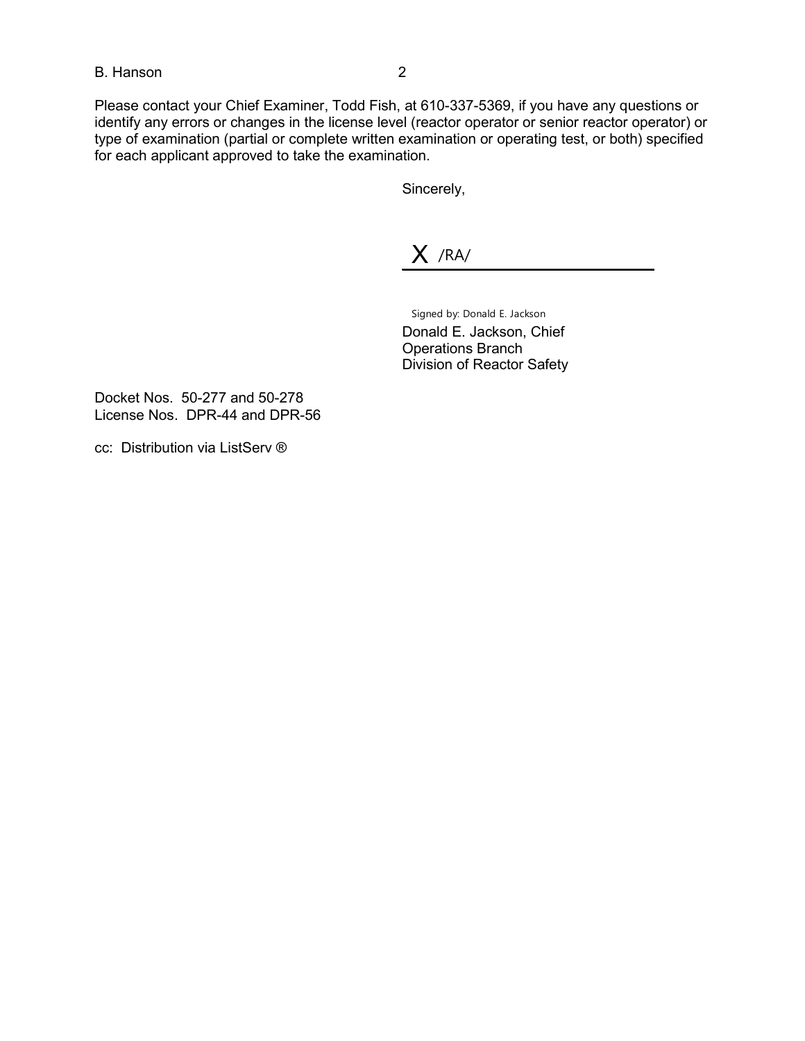Please contact your Chief Examiner, Todd Fish, at 610-337-5369, if you have any questions or identify any errors or changes in the license level (reactor operator or senior reactor operator) or type of examination (partial or complete written examination or operating test, or both) specified for each applicant approved to take the examination.

Sincerely,

X /RA/

Signed by: Donald E. Jackson

Donald E. Jackson, Chief
Operations Branch
Division of Reactor Safety

Docket Nos. 50-277 and 50-278
License Nos. DPR-44 and DPR-56

cc: Distribution via ListServ ®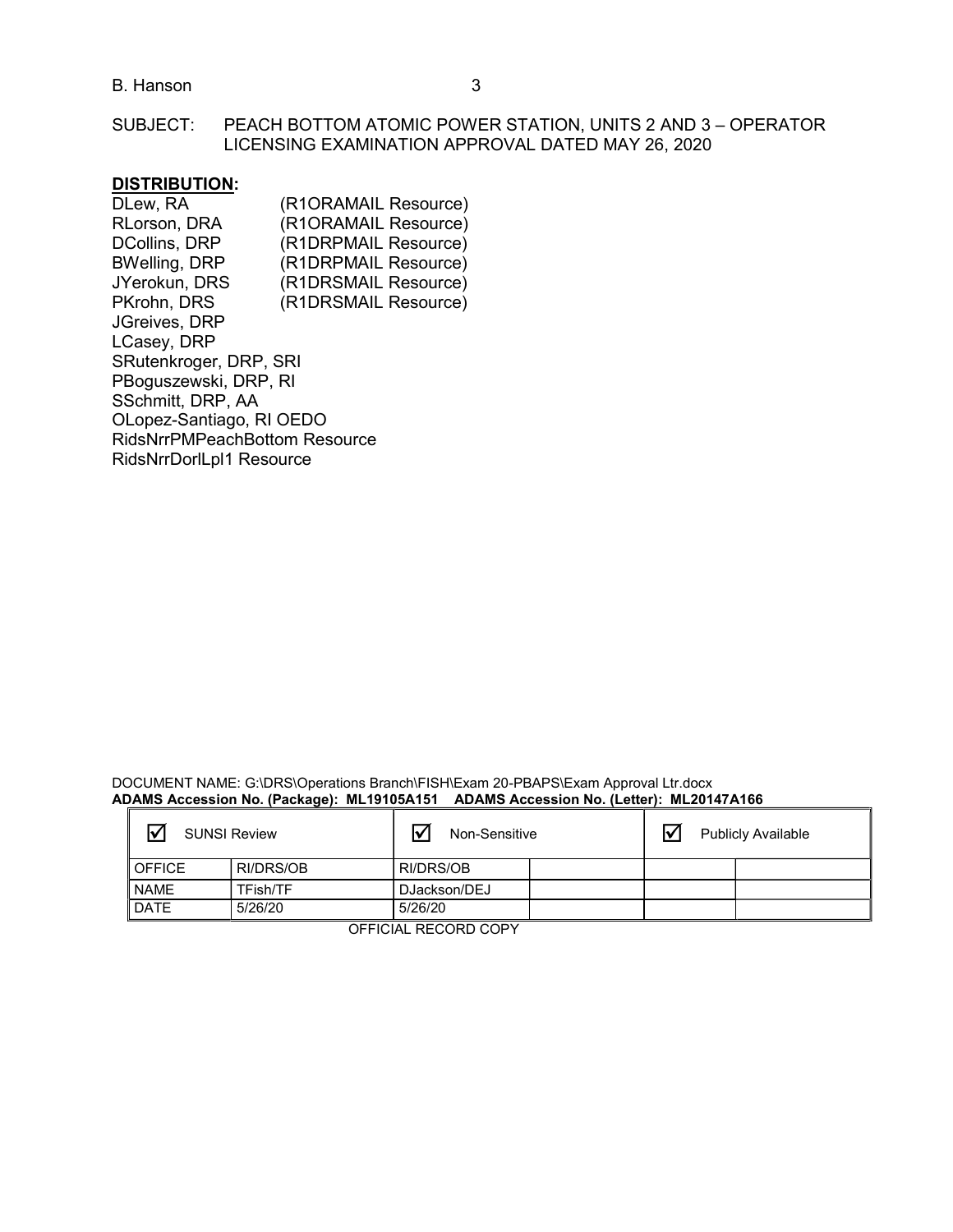SUBJECT: PEACH BOTTOM ATOMIC POWER STATION, UNITS 2 AND 3 – OPERATOR LICENSING EXAMINATION APPROVAL DATED MAY 26, 2020

**DISTRIBUTION:**

DLew, RA (R1ORAMAIL Resource)
RLorson, DRA (R1ORAMAIL Resource)
DCollins, DRP (R1DRPMAIL Resource)
BWelling, DRP (R1DRPMAIL Resource)
JYerokun, DRS (R1DRSMAIL Resource)
PKrohn, DRS (R1DRSMAIL Resource)
JGreives, DRP
LCasey, DRP
SRutenkroger, DRP, SRI
PBoguszewski, DRP, RI
SSchmitt, DRP, AA
OLopez-Santiago, RI OEDO
RidsNrrPMPeachBottom Resource
RidsNrrDorlLpl1 Resource

DOCUMENT NAME: G:\DRS\Operations Branch\FISH\Exam 20-PBAPS\Exam Approval Ltr.docx
**ADAMS Accession No. (Package): ML19105A151 ADAMS Accession No. (Letter): ML20147A166**

| ☑ SUNSI Review | | ☑ Non-Sensitive | | ☑ Publicly Available | |
|---|---|---|---|---|---|
| OFFICE | RI/DRS/OB | RI/DRS/OB | | | |
| NAME | TFish/TF | DJackson/DEJ | | | |
| DATE | 5/26/20 | 5/26/20 | | | |

OFFICIAL RECORD COPY